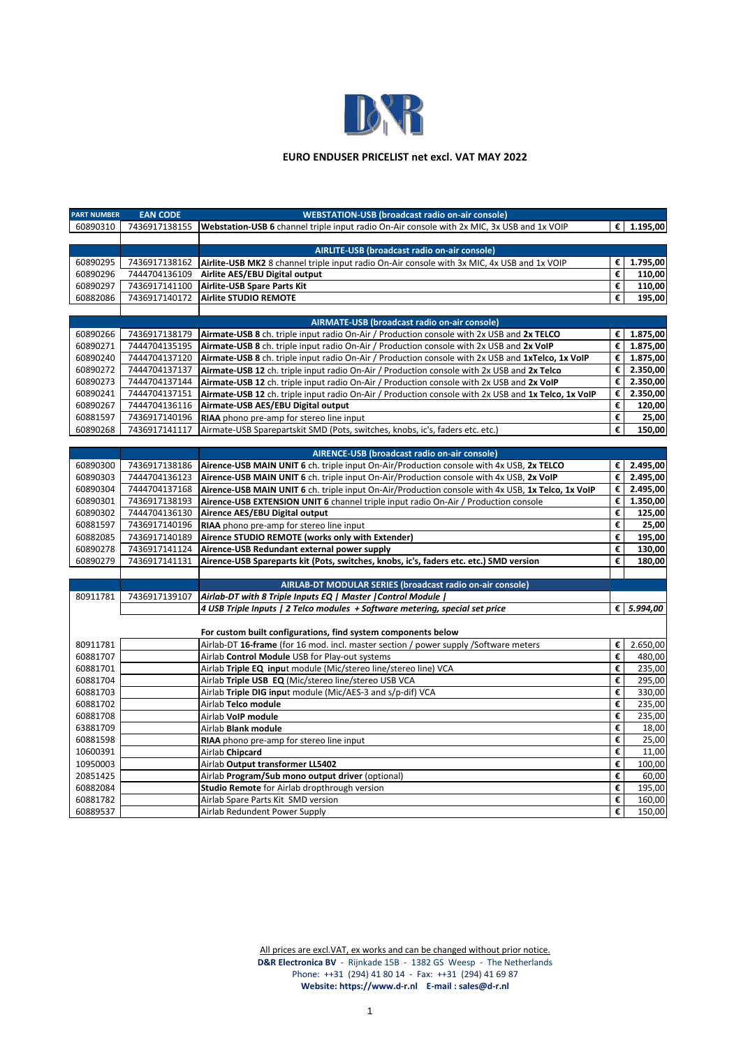D&R

**EURO ENDUSER PRICELIST net excl. VAT MAY 2022**

| PART NUMBER | EAN CODE | WEBSTATION-USB (broadcast radio on-air console) | | |
|---|---|---|---|---|
| 60890310 | 7436917138155 | **Webstation-USB 6** channel triple input radio On-Air console with 2x MIC, 3x USB and 1x VOIP | € | **1.195,00** |
| | | | | |
| | | **AIRLITE-USB (broadcast radio on-air console)** | | |
| 60890295 | 7436917138162 | **Airlite-USB MK2** 8 channel triple input radio On-Air console with 3x MIC, 4x USB and 1x VOIP | € | **1.795,00** |
| 60890296 | 7444704136109 | **Airlite AES/EBU Digital output** | € | **110,00** |
| 60890297 | 7436917141100 | **Airlite-USB Spare Parts Kit** | € | **110,00** |
| 60882086 | 7436917140172 | **Airlite STUDIO REMOTE** | € | **195,00** |
| | | | | |
| | | **AIRMATE-USB (broadcast radio on-air console)** | | |
| 60890266 | 7436917138179 | **Airmate-USB 8** ch. triple input radio On-Air / Production console with 2x USB and **2x TELCO** | € | **1.875,00** |
| 60890271 | 7444704135195 | **Airmate-USB 8** ch. triple input radio On-Air / Production console with 2x USB and **2x VoIP** | € | **1.875,00** |
| 60890240 | 7444704137120 | **Airmate-USB 8** ch. triple input radio On-Air / Production console with 2x USB and **1xTelco, 1x VoIP** | € | **1.875,00** |
| 60890272 | 7444704137137 | **Airmate-USB 12** ch. triple input radio On-Air / Production console with 2x USB and **2x Telco** | € | **2.350,00** |
| 60890273 | 7444704137144 | **Airmate-USB 12** ch. triple input radio On-Air / Production console with 2x USB and **2x VoIP** | € | **2.350,00** |
| 60890241 | 7444704137151 | **Airmate-USB 12** ch. triple input radio On-Air / Production console with 2x USB and **1x Telco, 1x VoIP** | € | **2.350,00** |
| 60890267 | 7444704136116 | **Airmate-USB AES/EBU Digital output** | € | **120,00** |
| 60881597 | 7436917140196 | **RIAA** phono pre-amp for stereo line input | € | **25,00** |
| 60890268 | 7436917141117 | Airmate-USB Sparepartskit SMD (Pots, switches, knobs, ic's, faders etc. etc.) | € | **150,00** |
| | | | | |
| | | **AIRENCE-USB (broadcast radio on-air console)** | | |
| 60890300 | 7436917138186 | **Airence-USB MAIN UNIT 6** ch. triple input On-Air/Production console with 4x USB, **2x TELCO** | € | **2.495,00** |
| 60890303 | 7444704136123 | **Airence-USB MAIN UNIT 6** ch. triple input On-Air/Production console with 4x USB, **2x VoIP** | € | **2.495,00** |
| 60890304 | 7444704137168 | **Airence-USB MAIN UNIT 6** ch. triple input On-Air/Production console with 4x USB, **1x Telco, 1x VoIP** | € | **2.495,00** |
| 60890301 | 7436917138193 | **Airence-USB EXTENSION UNIT 6** channel triple input radio On-Air / Production console | € | **1.350,00** |
| 60890302 | 7444704136130 | **Airence AES/EBU Digital output** | € | **125,00** |
| 60881597 | 7436917140196 | **RIAA** phono pre-amp for stereo line input | € | **25,00** |
| 60882085 | 7436917140189 | **Airence STUDIO REMOTE (works only with Extender)** | € | **195,00** |
| 60890278 | 7436917141124 | **Airence-USB Redundant external power supply** | € | **130,00** |
| 60890279 | 7436917141131 | **Airence-USB Spareparts kit (Pots, switches, knobs, ic's, faders etc. etc.) SMD version** | € | **180,00** |
| | | | | |
| | | **AIRLAB-DT MODULAR SERIES (broadcast radio on-air console)** | | |
| 80911781 | 7436917139107 | ***Airlab-DT with 8 Triple Inputs EQ \| Master \|Control Module \|*** | | |
| | | ***4 USB Triple Inputs \| 2 Telco modules + Software metering, special set price*** | € | ***5.994,00*** |
| | | | | |
| | | **For custom built configurations, find system components below** | | |
| 80911781 | | Airlab-DT **16-frame** (for 16 mod. incl. master section / power supply /Software meters | € | 2.650,00 |
| 60881707 | | Airlab **Control Module** USB for Play-out systems | € | 480,00 |
| 60881701 | | Airlab **Triple EQ input** module (Mic/stereo line/stereo line) VCA | € | 235,00 |
| 60881704 | | Airlab **Triple USB EQ** (Mic/stereo line/stereo USB VCA | € | 295,00 |
| 60881703 | | Airlab **Triple DIG input** module (Mic/AES-3 and s/p-dif) VCA | € | 330,00 |
| 60881702 | | Airlab **Telco module** | € | 235,00 |
| 60881708 | | Airlab **VoIP module** | € | 235,00 |
| 63881709 | | Airlab **Blank module** | € | 18,00 |
| 60881598 | | **RIAA** phono pre-amp for stereo line input | € | 25,00 |
| 10600391 | | Airlab **Chipcard** | € | 11,00 |
| 10950003 | | Airlab **Output transformer LL5402** | € | 100,00 |
| 20851425 | | Airlab **Program/Sub mono output driver** (optional) | € | 60,00 |
| 60882084 | | **Studio Remote** for Airlab dropthrough version | € | 195,00 |
| 60881782 | | Airlab Spare Parts Kit SMD version | € | 160,00 |
| 60889537 | | Airlab Redundent Power Supply | € | 150,00 |

All prices are excl.VAT, ex works and can be changed without prior notice.
**D&R Electronica BV** - Rijnkade 15B - 1382 GS Weesp - The Netherlands
Phone: ++31 (294) 41 80 14 - Fax: ++31 (294) 41 69 87
**Website: https://www.d-r.nl E-mail : sales@d-r.nl**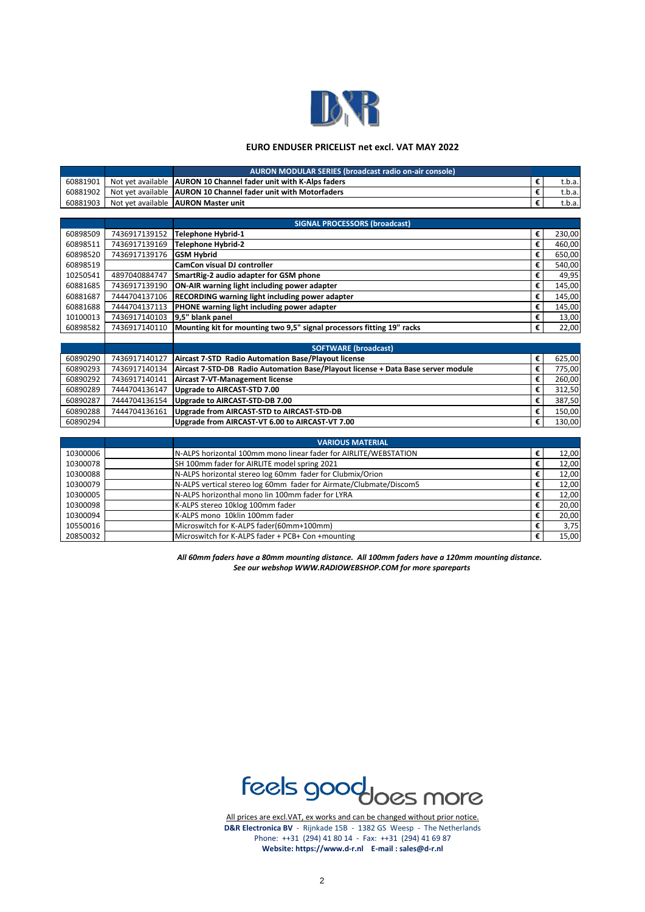**EURO ENDUSER PRICELIST net excl. VAT MAY 2022**

| | | AURON MODULAR SERIES (broadcast radio on-air console) | | |
|---|---|---|---|---|
| 60881901 | Not yet available | **AURON 10 Channel fader unit with K-Alps faders** | € | t.b.a. |
| 60881902 | Not yet available | **AURON 10 Channel fader unit with Motorfaders** | € | t.b.a. |
| 60881903 | Not yet available | **AURON Master unit** | € | t.b.a. |

| | | SIGNAL PROCESSORS (broadcast) | | |
|---|---|---|---|---|
| 60898509 | 7436917139152 | **Telephone Hybrid-1** | € | 230,00 |
| 60898511 | 7436917139169 | **Telephone Hybrid-2** | € | 460,00 |
| 60898520 | 7436917139176 | **GSM Hybrid** | € | 650,00 |
| 60898519 | | **CamCon visual DJ controller** | € | 540,00 |
| 10250541 | 4897040884747 | **SmartRig-2 audio adapter for GSM phone** | € | 49,95 |
| 60881685 | 7436917139190 | **ON-AIR warning light including power adapter** | € | 145,00 |
| 60881687 | 7444704137106 | **RECORDING warning light including power adapter** | € | 145,00 |
| 60881688 | 7444704137113 | **PHONE warning light including power adapter** | € | 145,00 |
| 10100013 | 7436917140103 | **9,5" blank panel** | € | 13,00 |
| 60898582 | 7436917140110 | **Mounting kit for mounting two 9,5" signal processors fitting 19" racks** | € | 22,00 |

| | | SOFTWARE (broadcast) | | |
|---|---|---|---|---|
| 60890290 | 7436917140127 | **Aircast 7-STD Radio Automation Base/Playout license** | € | 625,00 |
| 60890293 | 7436917140134 | **Aircast 7-STD-DB Radio Automation Base/Playout license + Data Base server module** | € | 775,00 |
| 60890292 | 7436917140141 | **Aircast 7-VT-Management license** | € | 260,00 |
| 60890289 | 7444704136147 | **Upgrade to AIRCAST-STD 7.00** | € | 312,50 |
| 60890287 | 7444704136154 | **Upgrade to AIRCAST-STD-DB 7.00** | € | 387,50 |
| 60890288 | 7444704136161 | **Upgrade from AIRCAST-STD to AIRCAST-STD-DB** | € | 150,00 |
| 60890294 | | **Upgrade from AIRCAST-VT 6.00 to AIRCAST-VT 7.00** | € | 130,00 |

| | | VARIOUS MATERIAL | | |
|---|---|---|---|---|
| 10300006 | | N-ALPS horizontal 100mm mono linear fader for AIRLITE/WEBSTATION | € | 12,00 |
| 10300078 | | SH 100mm fader for AIRLITE model spring 2021 | € | 12,00 |
| 10300088 | | N-ALPS horizontal stereo log 60mm fader for Clubmix/Orion | € | 12,00 |
| 10300079 | | N-ALPS vertical stereo log 60mm fader for Airmate/Clubmate/Discom5 | € | 12,00 |
| 10300005 | | N-ALPS horizonthal mono lin 100mm fader for LYRA | € | 12,00 |
| 10300098 | | K-ALPS stereo 10klog 100mm fader | € | 20,00 |
| 10300094 | | K-ALPS mono 10klin 100mm fader | € | 20,00 |
| 10550016 | | Microswitch for K-ALPS fader(60mm+100mm) | € | 3,75 |
| 20850032 | | Microswitch for K-ALPS fader + PCB+ Con +mounting | € | 15,00 |

*All 60mm faders have a 80mm mounting distance. All 100mm faders have a 120mm mounting distance.*
*See our webshop WWW.RADIOWEBSHOP.COM for more spareparts*

feels good does more

All prices are excl.VAT, ex works and can be changed without prior notice.
**D&R Electronica BV** - Rijnkade 15B - 1382 GS Weesp - The Netherlands
Phone: ++31 (294) 41 80 14 - Fax: ++31 (294) 41 69 87
**Website: https://www.d-r.nl E-mail : sales@d-r.nl**